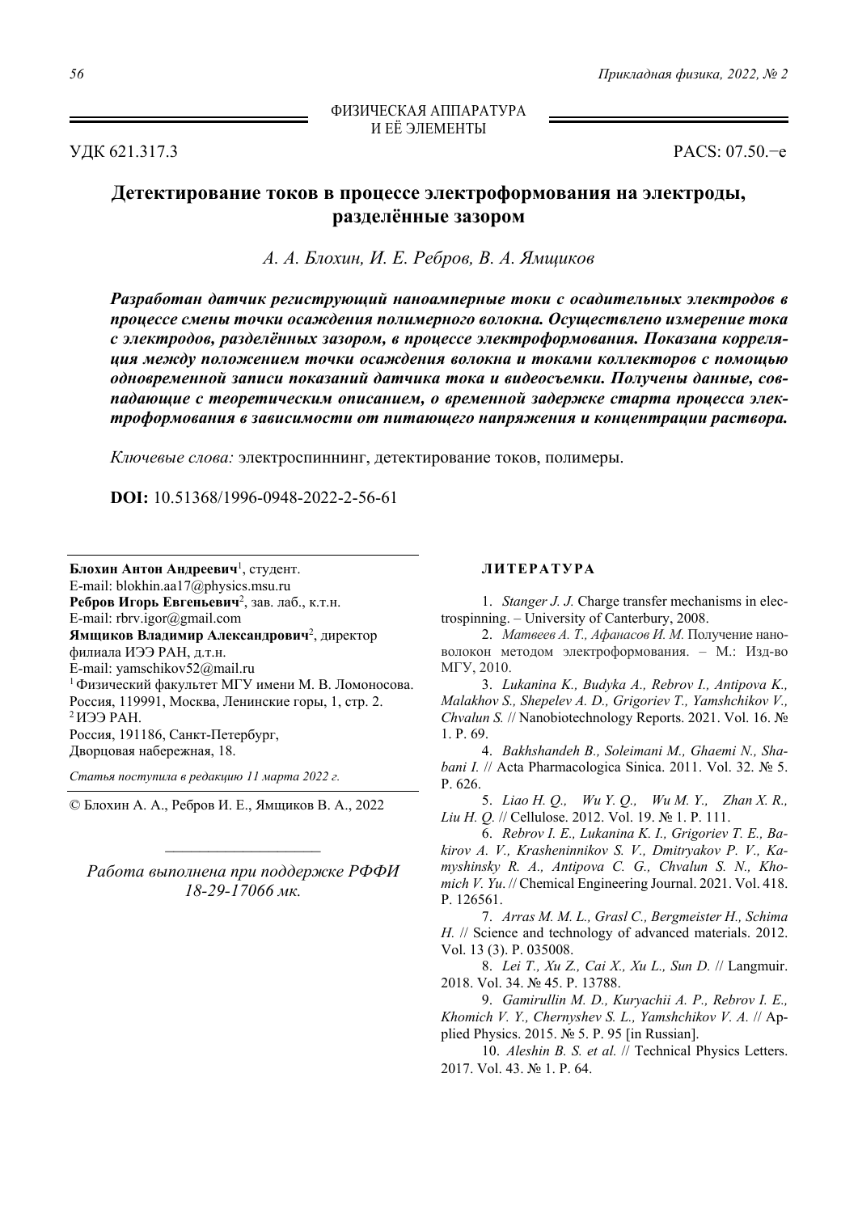ФИЗИЧЕСКАЯ АППАРАТУРА И ЕЁ ЭЛЕМЕНТЫ

УДК 621.317.3

PACS: 07.50.−e

# Детектирование токов в процессе электроформования на электроды, разделённые зазором

*А. А. Блохин, И. Е. Ребров, В. А. Ямщиков*

***Разработан датчик региструющий наноамперные токи с осадительных электродов в процессе смены точки осаждения полимерного волокна. Осуществлено измерение тока с электродов, разделённых зазором, в процессе электроформования. Показана корреляция между положением точки осаждения волокна и токами коллекторов с помощью одновременной записи показаний датчика тока и видеосъемки. Получены данные, совпадающие с теоретическим описанием, о временной задержке старта процесса электроформования в зависимости от питающего напряжения и концентрации раствора.***

*Ключевые слова:* электроспиннинг, детектирование токов, полимеры.

**DOI:** 10.51368/1996-0948-2022-2-56-61

**Блохин Антон Андреевич**[1], студент.
E-mail: blokhin.aa17@physics.msu.ru
**Ребров Игорь Евгеньевич**[2], зав. лаб., к.т.н.
E-mail: rbrv.igor@gmail.com
**Ямщиков Владимир Александрович**[2], директор филиала ИЭЭ РАН, д.т.н.
E-mail: yamschikov52@mail.ru
[1] Физический факультет МГУ имени М. В. Ломоносова.
Россия, 119991, Москва, Ленинские горы, 1, стр. 2.
[2] ИЭЭ РАН.
Россия, 191186, Санкт-Петербург, Дворцовая набережная, 18.

*Статья поступила в редакцию 11 марта 2022 г.*

© Блохин А. А., Ребров И. Е., Ямщиков В. А., 2022

*Работа выполнена при поддержке РФФИ 18-29-17066 мк.*

## ЛИТЕРАТУРА

1. *Stanger J. J.* Charge transfer mechanisms in electrospinning. – University of Canterbury, 2008.
2. *Матвеев А. Т., Афанасов И. М.* Получение нановолокон методом электроформования. – М.: Изд-во МГУ, 2010.
3. *Lukanina K., Budyka A., Rebrov I., Antipova K., Malakhov S., Shepelev A. D., Grigoriev T., Yamshchikov V., Chvalun S.* // Nanobiotechnology Reports. 2021. Vol. 16. № 1. P. 69.
4. *Bakhshandeh B., Soleimani M., Ghaemi N., Shabani I.* // Acta Pharmacologica Sinica. 2011. Vol. 32. № 5. P. 626.
5. *Liao H. Q., Wu Y. Q., Wu M. Y., Zhan X. R., Liu H. Q.* // Cellulose. 2012. Vol. 19. № 1. P. 111.
6. *Rebrov I. E., Lukanina K. I., Grigoriev T. E., Bakirov A. V., Krasheninnikov S. V., Dmitryakov P. V., Kamyshinsky R. A., Antipova C. G., Chvalun S. N., Khomich V. Yu.* // Chemical Engineering Journal. 2021. Vol. 418. P. 126561.
7. *Arras M. M. L., Grasl C., Bergmeister H., Schima H.* // Science and technology of advanced materials. 2012. Vol. 13 (3). P. 035008.
8. *Lei T., Xu Z., Cai X., Xu L., Sun D.* // Langmuir. 2018. Vol. 34. № 45. P. 13788.
9. *Gamirullin M. D., Kuryachii A. P., Rebrov I. E., Khomich V. Y., Chernyshev S. L., Yamshchikov V. A.* // Applied Physics. 2015. № 5. P. 95 [in Russian].
10. *Aleshin B. S. et al.* // Technical Physics Letters. 2017. Vol. 43. № 1. P. 64.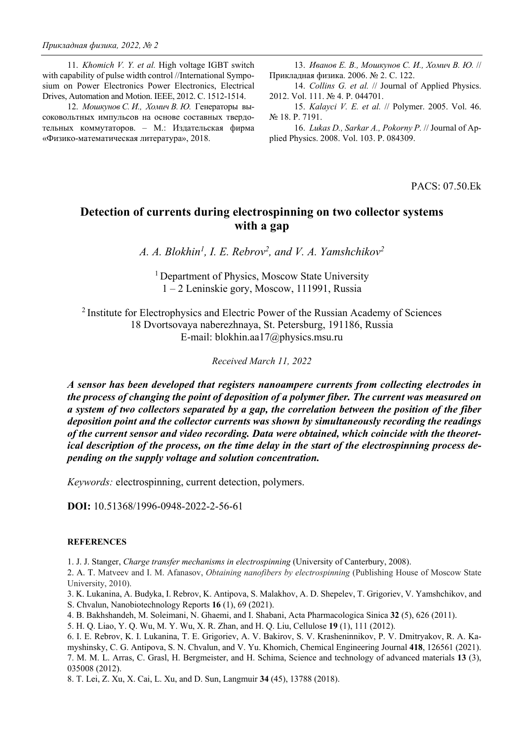11. *Khomich V. Y. et al.* High voltage IGBT switch with capability of pulse width control //International Symposium on Power Electronics Power Electronics, Electrical Drives, Automation and Motion. IEEE, 2012. С. 1512-1514.

12. *Мошкунов С. И., Хомич В. Ю.* Генераторы высоковольтных импульсов на основе составных твердотельных коммутаторов. – М.: Издательская фирма «Физико-математическая литература», 2018.

13. *Иванов Е. В., Мошкунов С. И., Хомич В. Ю.* // Прикладная физика. 2006. № 2. С. 122.

14. *Collins G. et al.* // Journal of Applied Physics. 2012. Vol. 111. № 4. P. 044701.

15. *Kalayci V. E. et al.* // Polymer. 2005. Vol. 46. № 18. P. 7191.

16. *Lukas D., Sarkar A., Pokorny P.* // Journal of Applied Physics. 2008. Vol. 103. P. 084309.

PACS: 07.50.Ek

# Detection of currents during electrospinning on two collector systems with a gap

*A. A. Blokhin[1], I. E. Rebrov[2], and V. A. Yamshchikov[2]*

[1] Department of Physics, Moscow State University
1 – 2 Leninskie gory, Moscow, 111991, Russia

[2] Institute for Electrophysics and Electric Power of the Russian Academy of Sciences
18 Dvortsovaya naberezhnaya, St. Petersburg, 191186, Russia
E-mail: blokhin.aa17@physics.msu.ru

*Received March 11, 2022*

***A sensor has been developed that registers nanoampere currents from collecting electrodes in the process of changing the point of deposition of a polymer fiber. The current was measured on a system of two collectors separated by a gap, the correlation between the position of the fiber deposition point and the collector currents was shown by simultaneously recording the readings of the current sensor and video recording. Data were obtained, which coincide with the theoretical description of the process, on the time delay in the start of the electrospinning process depending on the supply voltage and solution concentration.***

*Keywords:* electrospinning, current detection, polymers.

**DOI:** 10.51368/1996-0948-2022-2-56-61

#### REFERENCES

1. J. J. Stanger, *Charge transfer mechanisms in electrospinning* (University of Canterbury, 2008).
2. A. T. Matveev and I. M. Afanasov, *Obtaining nanofibers by electrospinning* (Publishing House of Moscow State University, 2010).
3. K. Lukanina, A. Budyka, I. Rebrov, K. Antipova, S. Malakhov, A. D. Shepelev, T. Grigoriev, V. Yamshchikov, and S. Chvalun, Nanobiotechnology Reports **16** (1), 69 (2021).
4. B. Bakhshandeh, M. Soleimani, N. Ghaemi, and I. Shabani, Acta Pharmacologica Sinica **32** (5), 626 (2011).
5. H. Q. Liao, Y. Q. Wu, M. Y. Wu, X. R. Zhan, and H. Q. Liu, Cellulose **19** (1), 111 (2012).
6. I. E. Rebrov, K. I. Lukanina, T. E. Grigoriev, A. V. Bakirov, S. V. Krasheninnikov, P. V. Dmitryakov, R. A. Kamyshinsky, C. G. Antipova, S. N. Chvalun, and V. Yu. Khomich, Chemical Engineering Journal **418**, 126561 (2021).
7. M. M. L. Arras, C. Grasl, H. Bergmeister, and H. Schima, Science and technology of advanced materials **13** (3), 035008 (2012).
8. T. Lei, Z. Xu, X. Cai, L. Xu, and D. Sun, Langmuir **34** (45), 13788 (2018).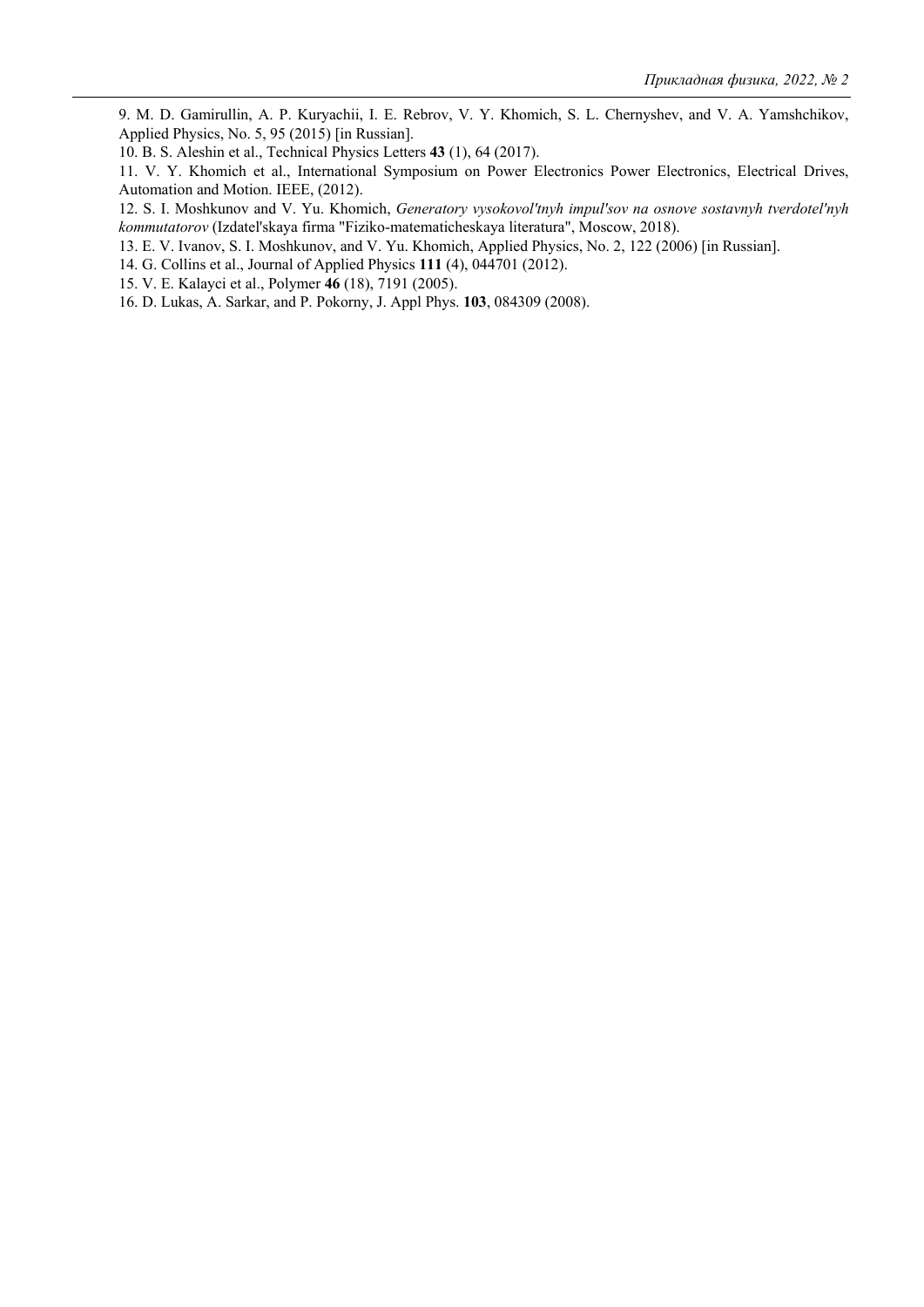9. M. D. Gamirullin, A. P. Kuryachii, I. E. Rebrov, V. Y. Khomich, S. L. Chernyshev, and V. A. Yamshchikov, Applied Physics, No. 5, 95 (2015) [in Russian].

10. B. S. Aleshin et al., Technical Physics Letters **43** (1), 64 (2017).

11. V. Y. Khomich et al., International Symposium on Power Electronics Power Electronics, Electrical Drives, Automation and Motion. IEEE, (2012).

12. S. I. Moshkunov and V. Yu. Khomich, *Generatory vysokovol'tnyh impul'sov na osnove sostavnyh tverdotel'nyh kommutatorov* (Izdatel'skaya firma "Fiziko-matematicheskaya literatura", Moscow, 2018).

13. E. V. Ivanov, S. I. Moshkunov, and V. Yu. Khomich, Applied Physics, No. 2, 122 (2006) [in Russian].

14. G. Collins et al., Journal of Applied Physics **111** (4), 044701 (2012).

15. V. E. Kalayci et al., Polymer **46** (18), 7191 (2005).

16. D. Lukas, A. Sarkar, and P. Pokorny, J. Appl Phys. **103**, 084309 (2008).